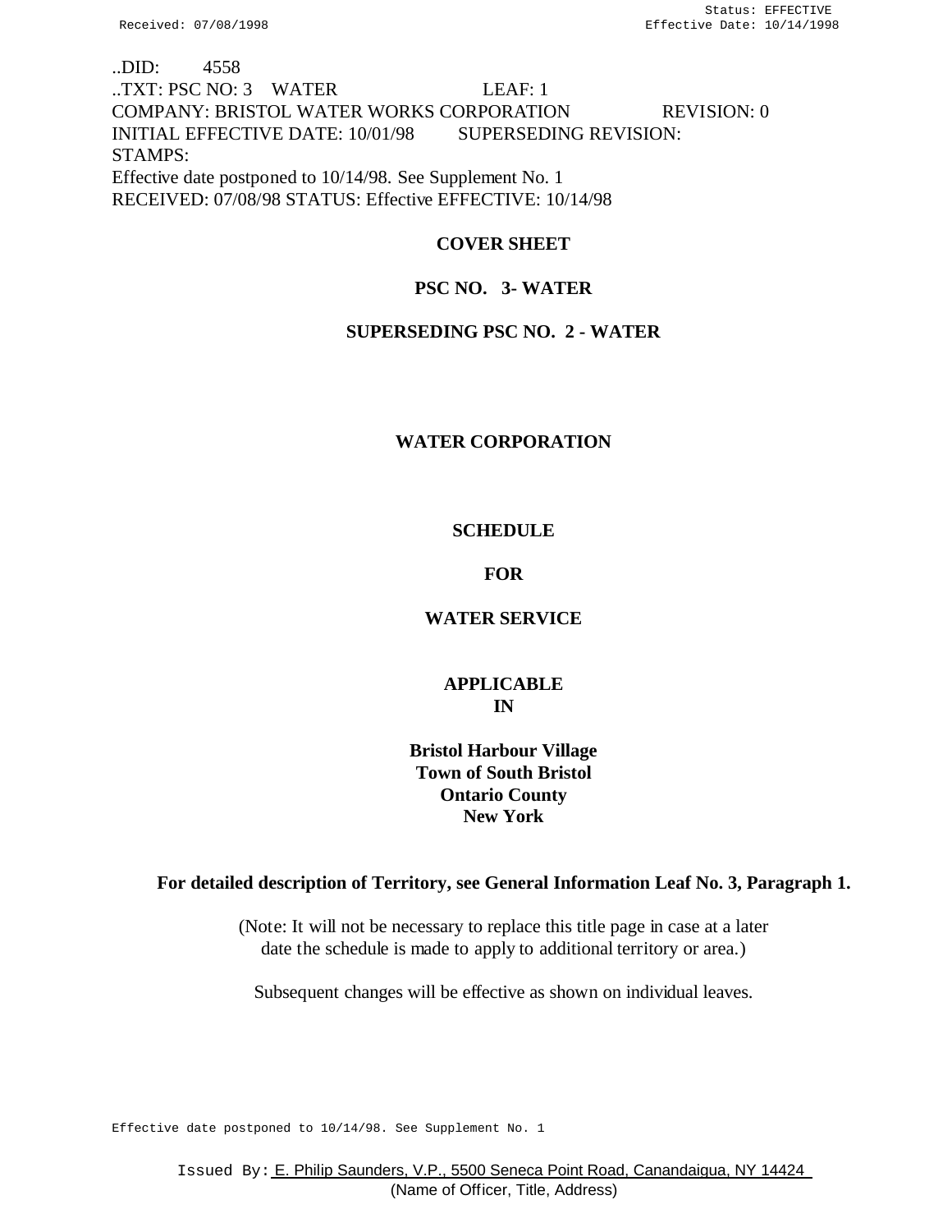..DID: 4558
..TXT: PSC NO: 3 WATER LEAF: 1
COMPANY: BRISTOL WATER WORKS CORPORATION REVISION: 0
INITIAL EFFECTIVE DATE: 10/01/98 SUPERSEDING REVISION:
STAMPS:
Effective date postponed to 10/14/98. See Supplement No. 1
RECEIVED: 07/08/98 STATUS: Effective EFFECTIVE: 10/14/98

# COVER SHEET

## PSC NO. 3- WATER

## SUPERSEDING PSC NO. 2 - WATER

## WATER CORPORATION

## SCHEDULE

## FOR

## WATER SERVICE

## APPLICABLE IN

**Bristol Harbour Village**
**Town of South Bristol**
**Ontario County**
**New York**

**For detailed description of Territory, see General Information Leaf No. 3, Paragraph 1.**

(Note: It will not be necessary to replace this title page in case at a later date the schedule is made to apply to additional territory or area.)

Subsequent changes will be effective as shown on individual leaves.

Effective date postponed to 10/14/98. See Supplement No. 1

Issued By: E. Philip Saunders, V.P., 5500 Seneca Point Road, Canandaigua, NY 14424
(Name of Officer, Title, Address)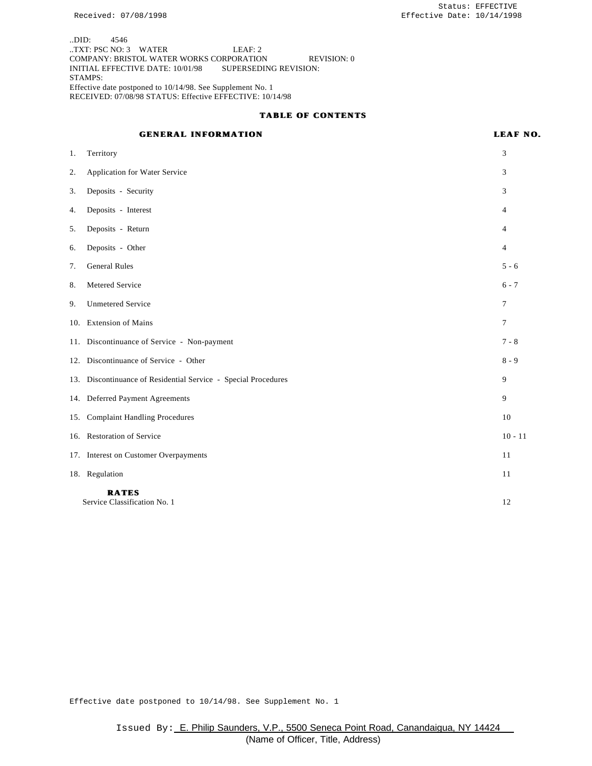Received: 07/08/1998

Status: EFFECTIVE
Effective Date: 10/14/1998

..DID: 4546
..TXT: PSC NO: 3 WATER LEAF: 2
COMPANY: BRISTOL WATER WORKS CORPORATION REVISION: 0
INITIAL EFFECTIVE DATE: 10/01/98 SUPERSEDING REVISION:
STAMPS:
Effective date postponed to 10/14/98. See Supplement No. 1
RECEIVED: 07/08/98 STATUS: Effective EFFECTIVE: 10/14/98

## TABLE OF CONTENTS

| GENERAL INFORMATION | LEAF NO. |
|---|---|
| 1. Territory | 3 |
| 2. Application for Water Service | 3 |
| 3. Deposits - Security | 3 |
| 4. Deposits - Interest | 4 |
| 5. Deposits - Return | 4 |
| 6. Deposits - Other | 4 |
| 7. General Rules | 5 - 6 |
| 8. Metered Service | 6 - 7 |
| 9. Unmetered Service | 7 |
| 10. Extension of Mains | 7 |
| 11. Discontinuance of Service - Non-payment | 7 - 8 |
| 12. Discontinuance of Service - Other | 8 - 9 |
| 13. Discontinuance of Residential Service - Special Procedures | 9 |
| 14. Deferred Payment Agreements | 9 |
| 15. Complaint Handling Procedures | 10 |
| 16. Restoration of Service | 10 - 11 |
| 17. Interest on Customer Overpayments | 11 |
| 18. Regulation | 11 |
| **RATES** | |
| Service Classification No. 1 | 12 |

Effective date postponed to 10/14/98. See Supplement No. 1

Issued By: E. Philip Saunders, V.P., 5500 Seneca Point Road, Canandaigua, NY 14424
(Name of Officer, Title, Address)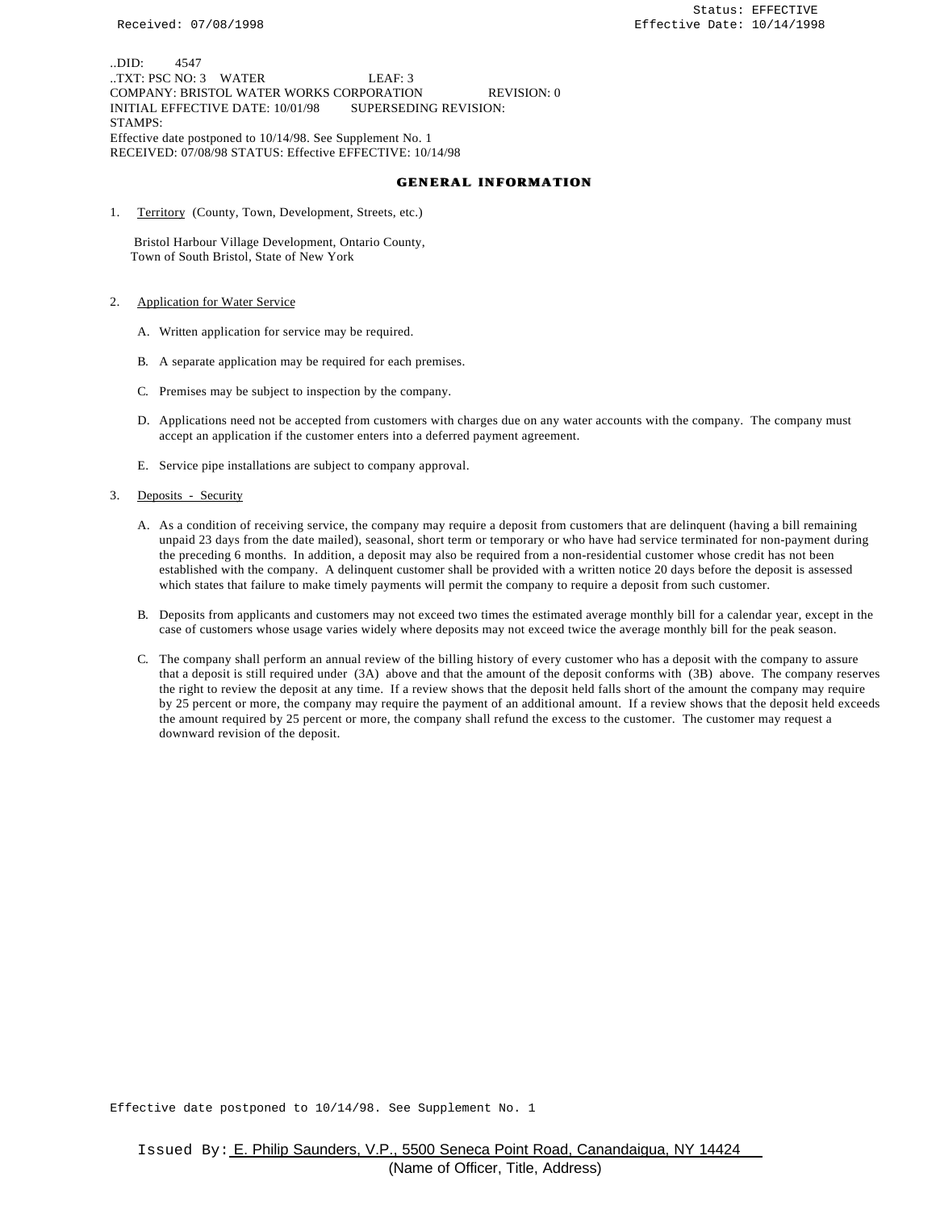Received: 07/08/1998

Status: EFFECTIVE
Effective Date: 10/14/1998

..DID: 4547
..TXT: PSC NO: 3 WATER LEAF: 3
COMPANY: BRISTOL WATER WORKS CORPORATION REVISION: 0
INITIAL EFFECTIVE DATE: 10/01/98 SUPERSEDING REVISION:
STAMPS:
Effective date postponed to 10/14/98. See Supplement No. 1
RECEIVED: 07/08/98 STATUS: Effective EFFECTIVE: 10/14/98

## GENERAL INFORMATION

1. Territory (County, Town, Development, Streets, etc.)

   Bristol Harbour Village Development, Ontario County,
   Town of South Bristol, State of New York

2. Application for Water Service

   A. Written application for service may be required.

   B. A separate application may be required for each premises.

   C. Premises may be subject to inspection by the company.

   D. Applications need not be accepted from customers with charges due on any water accounts with the company. The company must accept an application if the customer enters into a deferred payment agreement.

   E. Service pipe installations are subject to company approval.

3. Deposits - Security

   A. As a condition of receiving service, the company may require a deposit from customers that are delinquent (having a bill remaining unpaid 23 days from the date mailed), seasonal, short term or temporary or who have had service terminated for non-payment during the preceding 6 months. In addition, a deposit may also be required from a non-residential customer whose credit has not been established with the company. A delinquent customer shall be provided with a written notice 20 days before the deposit is assessed which states that failure to make timely payments will permit the company to require a deposit from such customer.

   B. Deposits from applicants and customers may not exceed two times the estimated average monthly bill for a calendar year, except in the case of customers whose usage varies widely where deposits may not exceed twice the average monthly bill for the peak season.

   C. The company shall perform an annual review of the billing history of every customer who has a deposit with the company to assure that a deposit is still required under (3A) above and that the amount of the deposit conforms with (3B) above. The company reserves the right to review the deposit at any time. If a review shows that the deposit held falls short of the amount the company may require by 25 percent or more, the company may require the payment of an additional amount. If a review shows that the deposit held exceeds the amount required by 25 percent or more, the company shall refund the excess to the customer. The customer may request a downward revision of the deposit.

Effective date postponed to 10/14/98. See Supplement No. 1

Issued By: E. Philip Saunders, V.P., 5500 Seneca Point Road, Canandaigua, NY 14424
(Name of Officer, Title, Address)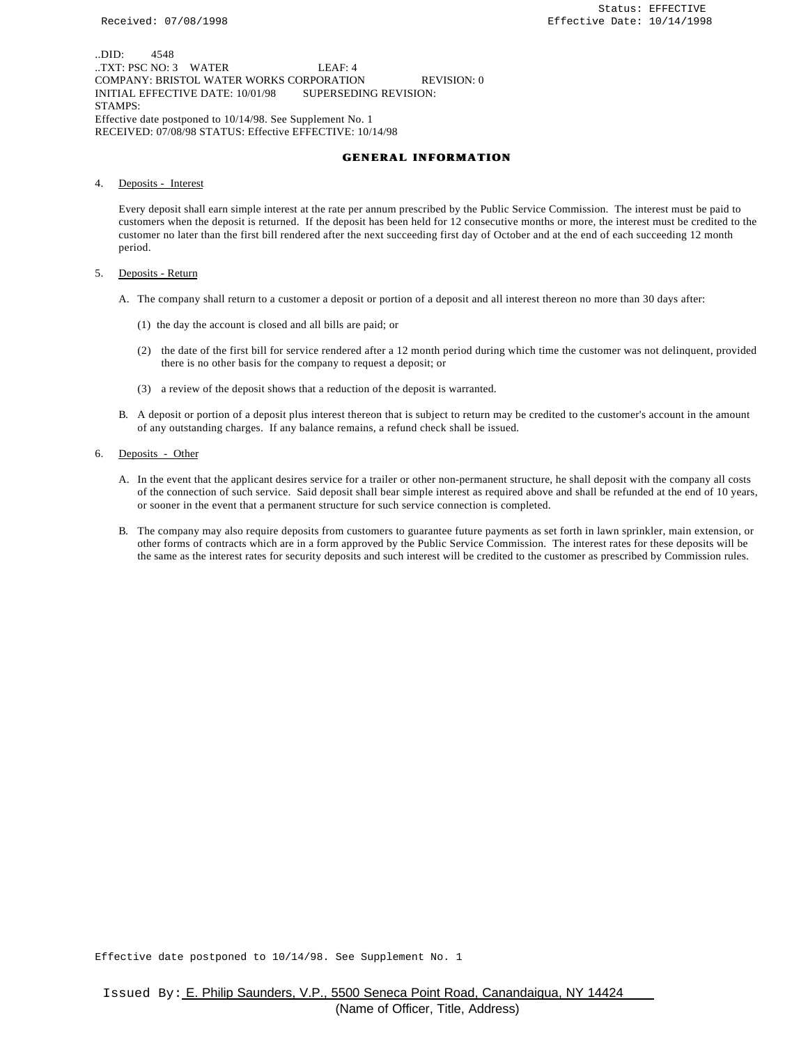..DID: 4548
..TXT: PSC NO: 3 WATER LEAF: 4
COMPANY: BRISTOL WATER WORKS CORPORATION REVISION: 0
INITIAL EFFECTIVE DATE: 10/01/98 SUPERSEDING REVISION:
STAMPS:
Effective date postponed to 10/14/98. See Supplement No. 1
RECEIVED: 07/08/98 STATUS: Effective EFFECTIVE: 10/14/98

## GENERAL INFORMATION

4. Deposits - Interest

   Every deposit shall earn simple interest at the rate per annum prescribed by the Public Service Commission. The interest must be paid to customers when the deposit is returned. If the deposit has been held for 12 consecutive months or more, the interest must be credited to the customer no later than the first bill rendered after the next succeeding first day of October and at the end of each succeeding 12 month period.

5. Deposits - Return

   A. The company shall return to a customer a deposit or portion of a deposit and all interest thereon no more than 30 days after:

      (1) the day the account is closed and all bills are paid; or

      (2) the date of the first bill for service rendered after a 12 month period during which time the customer was not delinquent, provided there is no other basis for the company to request a deposit; or

      (3) a review of the deposit shows that a reduction of the deposit is warranted.

   B. A deposit or portion of a deposit plus interest thereon that is subject to return may be credited to the customer's account in the amount of any outstanding charges. If any balance remains, a refund check shall be issued.

6. Deposits - Other

   A. In the event that the applicant desires service for a trailer or other non-permanent structure, he shall deposit with the company all costs of the connection of such service. Said deposit shall bear simple interest as required above and shall be refunded at the end of 10 years, or sooner in the event that a permanent structure for such service connection is completed.

   B. The company may also require deposits from customers to guarantee future payments as set forth in lawn sprinkler, main extension, or other forms of contracts which are in a form approved by the Public Service Commission. The interest rates for these deposits will be the same as the interest rates for security deposits and such interest will be credited to the customer as prescribed by Commission rules.

Effective date postponed to 10/14/98. See Supplement No. 1

Issued By: E. Philip Saunders, V.P., 5500 Seneca Point Road, Canandaigua, NY 14424
(Name of Officer, Title, Address)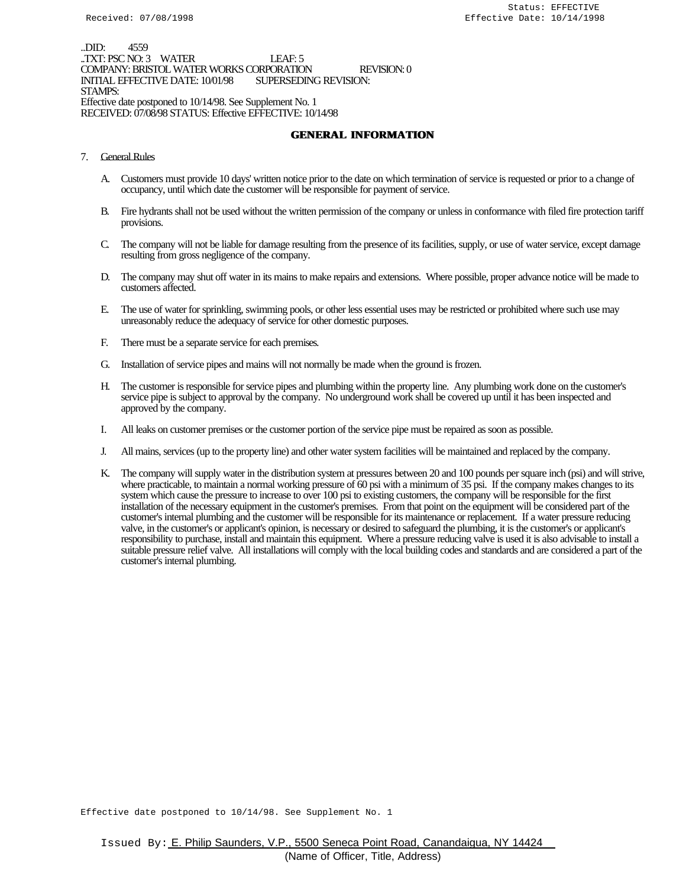..DID: 4559
..TXT: PSC NO: 3 WATER LEAF: 5
COMPANY: BRISTOL WATER WORKS CORPORATION REVISION: 0
INITIAL EFFECTIVE DATE: 10/01/98 SUPERSEDING REVISION:
STAMPS:
Effective date postponed to 10/14/98. See Supplement No. 1
RECEIVED: 07/08/98 STATUS: Effective EFFECTIVE: 10/14/98

## GENERAL INFORMATION

7. General Rules

   A. Customers must provide 10 days' written notice prior to the date on which termination of service is requested or prior to a change of occupancy, until which date the customer will be responsible for payment of service.

   B. Fire hydrants shall not be used without the written permission of the company or unless in conformance with filed fire protection tariff provisions.

   C. The company will not be liable for damage resulting from the presence of its facilities, supply, or use of water service, except damage resulting from gross negligence of the company.

   D. The company may shut off water in its mains to make repairs and extensions. Where possible, proper advance notice will be made to customers affected.

   E. The use of water for sprinkling, swimming pools, or other less essential uses may be restricted or prohibited where such use may unreasonably reduce the adequacy of service for other domestic purposes.

   F. There must be a separate service for each premises.

   G. Installation of service pipes and mains will not normally be made when the ground is frozen.

   H. The customer is responsible for service pipes and plumbing within the property line. Any plumbing work done on the customer's service pipe is subject to approval by the company. No underground work shall be covered up until it has been inspected and approved by the company.

   I. All leaks on customer premises or the customer portion of the service pipe must be repaired as soon as possible.

   J. All mains, services (up to the property line) and other water system facilities will be maintained and replaced by the company.

   K. The company will supply water in the distribution system at pressures between 20 and 100 pounds per square inch (psi) and will strive, where practicable, to maintain a normal working pressure of 60 psi with a minimum of 35 psi. If the company makes changes to its system which cause the pressure to increase to over 100 psi to existing customers, the company will be responsible for the first installation of the necessary equipment in the customer's premises. From that point on the equipment will be considered part of the customer's internal plumbing and the customer will be responsible for its maintenance or replacement. If a water pressure reducing valve, in the customer's or applicant's opinion, is necessary or desired to safeguard the plumbing, it is the customer's or applicant's responsibility to purchase, install and maintain this equipment. Where a pressure reducing valve is used it is also advisable to install a suitable pressure relief valve. All installations will comply with the local building codes and standards and are considered a part of the customer's internal plumbing.

Effective date postponed to 10/14/98. See Supplement No. 1

Issued By: E. Philip Saunders, V.P., 5500 Seneca Point Road, Canandaigua, NY 14424
(Name of Officer, Title, Address)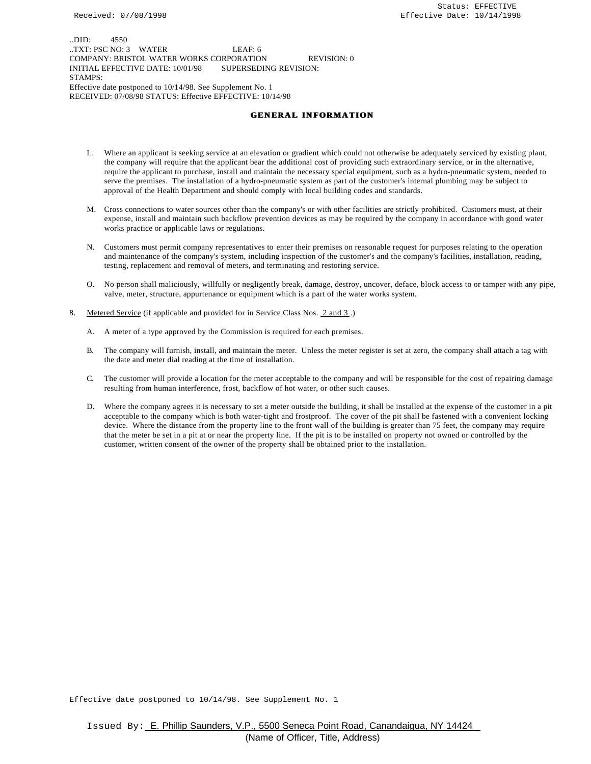Received: 07/08/1998

Status: EFFECTIVE
Effective Date: 10/14/1998

..DID: 4550
..TXT: PSC NO: 3 WATER LEAF: 6
COMPANY: BRISTOL WATER WORKS CORPORATION REVISION: 0
INITIAL EFFECTIVE DATE: 10/01/98 SUPERSEDING REVISION:
STAMPS:
Effective date postponed to 10/14/98. See Supplement No. 1
RECEIVED: 07/08/98 STATUS: Effective EFFECTIVE: 10/14/98

## GENERAL INFORMATION

L. Where an applicant is seeking service at an elevation or gradient which could not otherwise be adequately serviced by existing plant, the company will require that the applicant bear the additional cost of providing such extraordinary service, or in the alternative, require the applicant to purchase, install and maintain the necessary special equipment, such as a hydro-pneumatic system, needed to serve the premises. The installation of a hydro-pneumatic system as part of the customer's internal plumbing may be subject to approval of the Health Department and should comply with local building codes and standards.

M. Cross connections to water sources other than the company's or with other facilities are strictly prohibited. Customers must, at their expense, install and maintain such backflow prevention devices as may be required by the company in accordance with good water works practice or applicable laws or regulations.

N. Customers must permit company representatives to enter their premises on reasonable request for purposes relating to the operation and maintenance of the company's system, including inspection of the customer's and the company's facilities, installation, reading, testing, replacement and removal of meters, and terminating and restoring service.

O. No person shall maliciously, willfully or negligently break, damage, destroy, uncover, deface, block access to or tamper with any pipe, valve, meter, structure, appurtenance or equipment which is a part of the water works system.

8. Metered Service (if applicable and provided for in Service Class Nos. 2 and 3 .)

A. A meter of a type approved by the Commission is required for each premises.

B. The company will furnish, install, and maintain the meter. Unless the meter register is set at zero, the company shall attach a tag with the date and meter dial reading at the time of installation.

C. The customer will provide a location for the meter acceptable to the company and will be responsible for the cost of repairing damage resulting from human interference, frost, backflow of hot water, or other such causes.

D. Where the company agrees it is necessary to set a meter outside the building, it shall be installed at the expense of the customer in a pit acceptable to the company which is both water-tight and frostproof. The cover of the pit shall be fastened with a convenient locking device. Where the distance from the property line to the front wall of the building is greater than 75 feet, the company may require that the meter be set in a pit at or near the property line. If the pit is to be installed on property not owned or controlled by the customer, written consent of the owner of the property shall be obtained prior to the installation.

Effective date postponed to 10/14/98. See Supplement No. 1

Issued By: E. Phillip Saunders, V.P., 5500 Seneca Point Road, Canandaigua, NY 14424
(Name of Officer, Title, Address)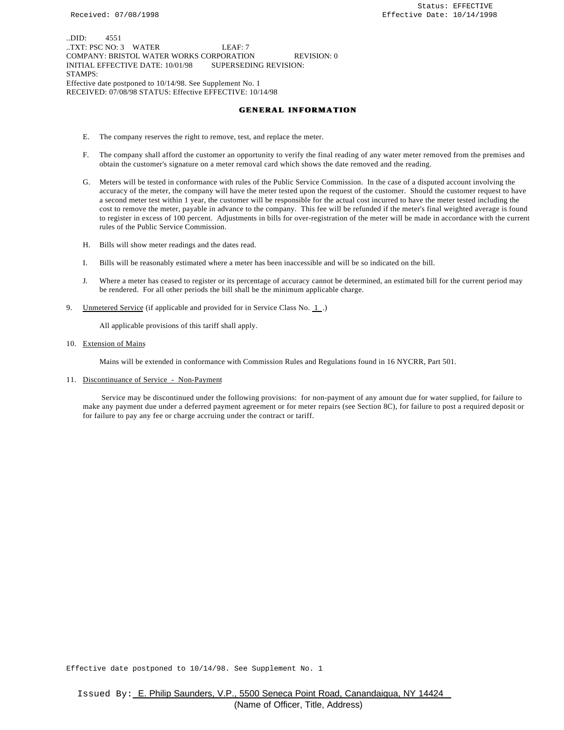..DID: 4551
..TXT: PSC NO: 3 WATER LEAF: 7
COMPANY: BRISTOL WATER WORKS CORPORATION REVISION: 0
INITIAL EFFECTIVE DATE: 10/01/98 SUPERSEDING REVISION:
STAMPS:
Effective date postponed to 10/14/98. See Supplement No. 1
RECEIVED: 07/08/98 STATUS: Effective EFFECTIVE: 10/14/98

## GENERAL INFORMATION

E. The company reserves the right to remove, test, and replace the meter.

F. The company shall afford the customer an opportunity to verify the final reading of any water meter removed from the premises and obtain the customer's signature on a meter removal card which shows the date removed and the reading.

G. Meters will be tested in conformance with rules of the Public Service Commission. In the case of a disputed account involving the accuracy of the meter, the company will have the meter tested upon the request of the customer. Should the customer request to have a second meter test within 1 year, the customer will be responsible for the actual cost incurred to have the meter tested including the cost to remove the meter, payable in advance to the company. This fee will be refunded if the meter's final weighted average is found to register in excess of 100 percent. Adjustments in bills for over-registration of the meter will be made in accordance with the current rules of the Public Service Commission.

H. Bills will show meter readings and the dates read.

I. Bills will be reasonably estimated where a meter has been inaccessible and will be so indicated on the bill.

J. Where a meter has ceased to register or its percentage of accuracy cannot be determined, an estimated bill for the current period may be rendered. For all other periods the bill shall be the minimum applicable charge.

9. Unmetered Service (if applicable and provided for in Service Class No. 1 .)

   All applicable provisions of this tariff shall apply.

10. Extension of Mains

    Mains will be extended in conformance with Commission Rules and Regulations found in 16 NYCRR, Part 501.

11. Discontinuance of Service - Non-Payment

    Service may be discontinued under the following provisions: for non-payment of any amount due for water supplied, for failure to make any payment due under a deferred payment agreement or for meter repairs (see Section 8C), for failure to post a required deposit or for failure to pay any fee or charge accruing under the contract or tariff.

Effective date postponed to 10/14/98. See Supplement No. 1

Issued By: E. Philip Saunders, V.P., 5500 Seneca Point Road, Canandaigua, NY 14424
(Name of Officer, Title, Address)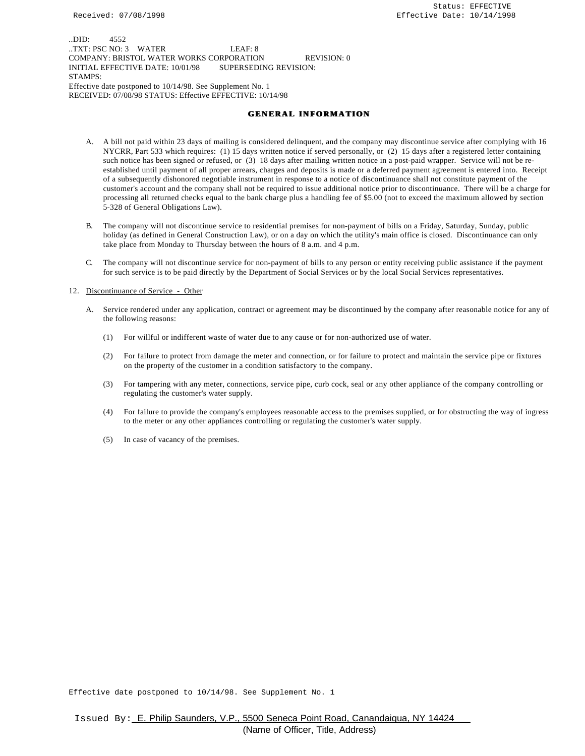..DID: 4552
..TXT: PSC NO: 3 WATER LEAF: 8
COMPANY: BRISTOL WATER WORKS CORPORATION REVISION: 0
INITIAL EFFECTIVE DATE: 10/01/98 SUPERSEDING REVISION:
STAMPS:
Effective date postponed to 10/14/98. See Supplement No. 1
RECEIVED: 07/08/98 STATUS: Effective EFFECTIVE: 10/14/98

## GENERAL INFORMATION

A. A bill not paid within 23 days of mailing is considered delinquent, and the company may discontinue service after complying with 16 NYCRR, Part 533 which requires: (1) 15 days written notice if served personally, or (2) 15 days after a registered letter containing such notice has been signed or refused, or (3) 18 days after mailing written notice in a post-paid wrapper. Service will not be re-established until payment of all proper arrears, charges and deposits is made or a deferred payment agreement is entered into. Receipt of a subsequently dishonored negotiable instrument in response to a notice of discontinuance shall not constitute payment of the customer's account and the company shall not be required to issue additional notice prior to discontinuance. There will be a charge for processing all returned checks equal to the bank charge plus a handling fee of $5.00 (not to exceed the maximum allowed by section 5-328 of General Obligations Law).

B. The company will not discontinue service to residential premises for non-payment of bills on a Friday, Saturday, Sunday, public holiday (as defined in General Construction Law), or on a day on which the utility's main office is closed. Discontinuance can only take place from Monday to Thursday between the hours of 8 a.m. and 4 p.m.

C. The company will not discontinue service for non-payment of bills to any person or entity receiving public assistance if the payment for such service is to be paid directly by the Department of Social Services or by the local Social Services representatives.

12. Discontinuance of Service - Other

A. Service rendered under any application, contract or agreement may be discontinued by the company after reasonable notice for any of the following reasons:

(1) For willful or indifferent waste of water due to any cause or for non-authorized use of water.

(2) For failure to protect from damage the meter and connection, or for failure to protect and maintain the service pipe or fixtures on the property of the customer in a condition satisfactory to the company.

(3) For tampering with any meter, connections, service pipe, curb cock, seal or any other appliance of the company controlling or regulating the customer's water supply.

(4) For failure to provide the company's employees reasonable access to the premises supplied, or for obstructing the way of ingress to the meter or any other appliances controlling or regulating the customer's water supply.

(5) In case of vacancy of the premises.

Effective date postponed to 10/14/98. See Supplement No. 1

Issued By: E. Philip Saunders, V.P., 5500 Seneca Point Road, Canandaigua, NY 14424
(Name of Officer, Title, Address)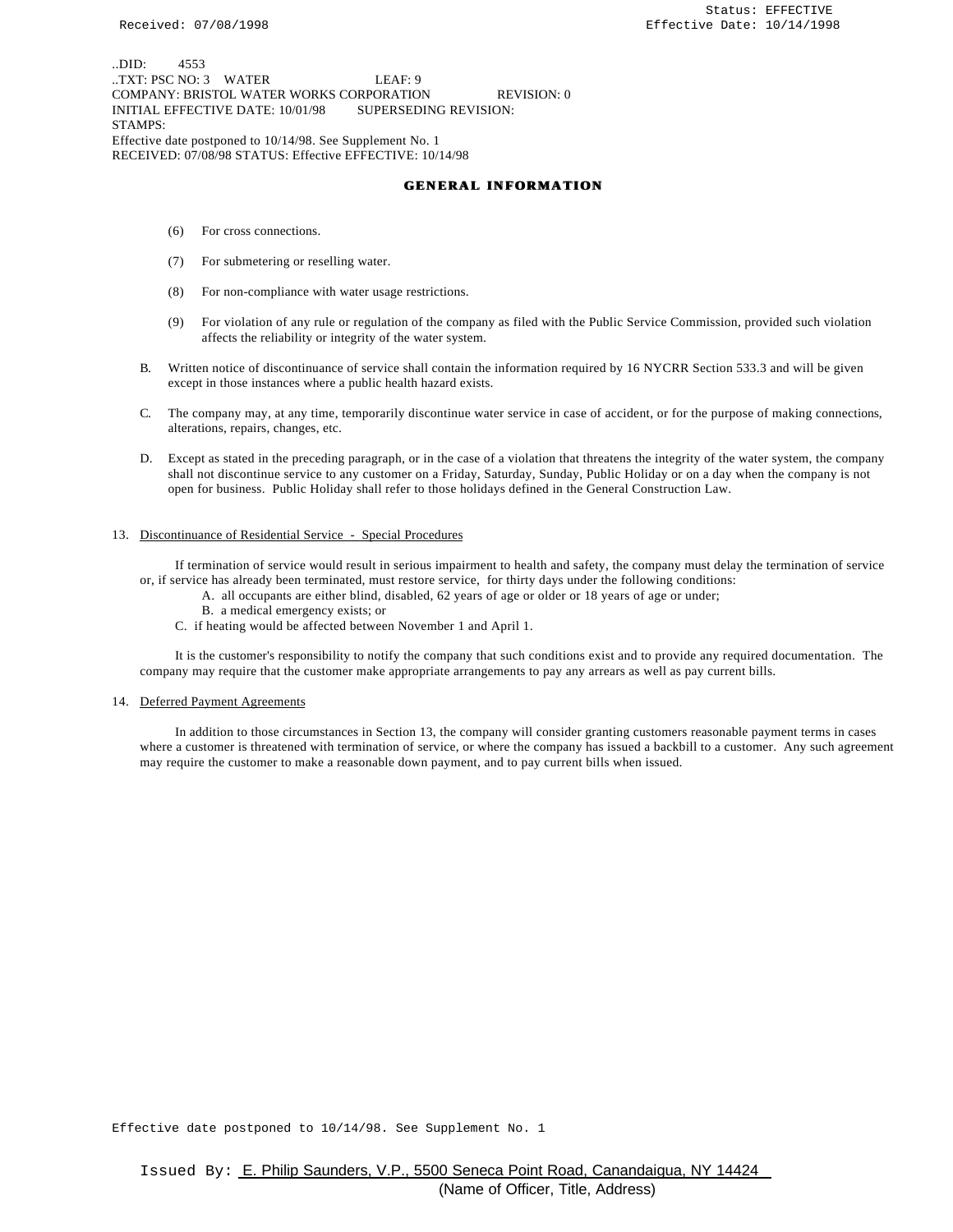..DID: 4553
..TXT: PSC NO: 3 WATER LEAF: 9
COMPANY: BRISTOL WATER WORKS CORPORATION REVISION: 0
INITIAL EFFECTIVE DATE: 10/01/98 SUPERSEDING REVISION:
STAMPS:
Effective date postponed to 10/14/98. See Supplement No. 1
RECEIVED: 07/08/98 STATUS: Effective EFFECTIVE: 10/14/98

## GENERAL INFORMATION

(6) For cross connections.

(7) For submetering or reselling water.

(8) For non-compliance with water usage restrictions.

(9) For violation of any rule or regulation of the company as filed with the Public Service Commission, provided such violation affects the reliability or integrity of the water system.

B. Written notice of discontinuance of service shall contain the information required by 16 NYCRR Section 533.3 and will be given except in those instances where a public health hazard exists.

C. The company may, at any time, temporarily discontinue water service in case of accident, or for the purpose of making connections, alterations, repairs, changes, etc.

D. Except as stated in the preceding paragraph, or in the case of a violation that threatens the integrity of the water system, the company shall not discontinue service to any customer on a Friday, Saturday, Sunday, Public Holiday or on a day when the company is not open for business. Public Holiday shall refer to those holidays defined in the General Construction Law.

13. Discontinuance of Residential Service - Special Procedures

If termination of service would result in serious impairment to health and safety, the company must delay the termination of service or, if service has already been terminated, must restore service, for thirty days under the following conditions:

A. all occupants are either blind, disabled, 62 years of age or older or 18 years of age or under;
B. a medical emergency exists; or
C. if heating would be affected between November 1 and April 1.

It is the customer's responsibility to notify the company that such conditions exist and to provide any required documentation. The company may require that the customer make appropriate arrangements to pay any arrears as well as pay current bills.

14. Deferred Payment Agreements

In addition to those circumstances in Section 13, the company will consider granting customers reasonable payment terms in cases where a customer is threatened with termination of service, or where the company has issued a backbill to a customer. Any such agreement may require the customer to make a reasonable down payment, and to pay current bills when issued.

Effective date postponed to 10/14/98. See Supplement No. 1

Issued By: E. Philip Saunders, V.P., 5500 Seneca Point Road, Canandaigua, NY 14424
(Name of Officer, Title, Address)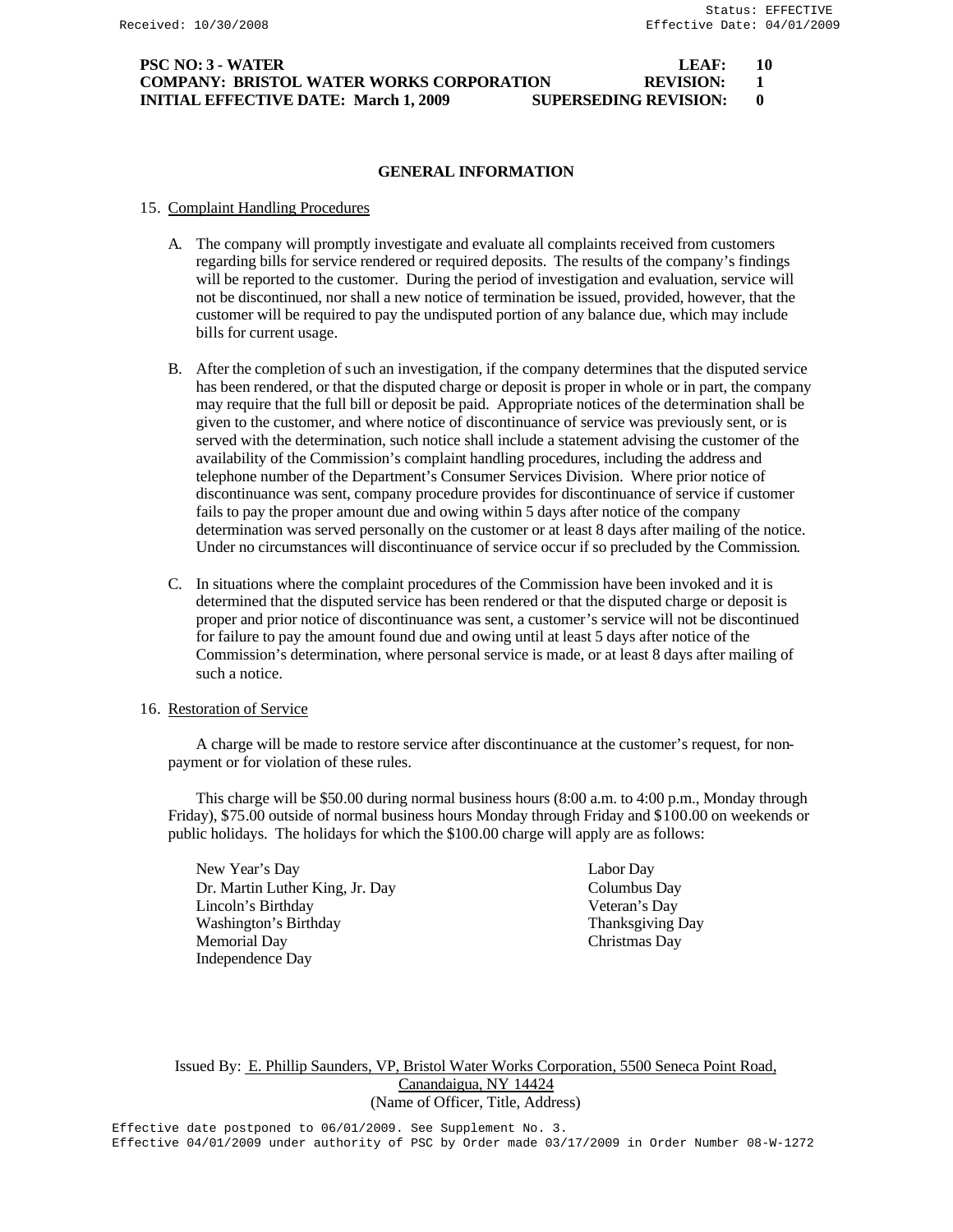## GENERAL INFORMATION

15. Complaint Handling Procedures

    A. The company will promptly investigate and evaluate all complaints received from customers regarding bills for service rendered or required deposits. The results of the company's findings will be reported to the customer. During the period of investigation and evaluation, service will not be discontinued, nor shall a new notice of termination be issued, provided, however, that the customer will be required to pay the undisputed portion of any balance due, which may include bills for current usage.

    B. After the completion of such an investigation, if the company determines that the disputed service has been rendered, or that the disputed charge or deposit is proper in whole or in part, the company may require that the full bill or deposit be paid. Appropriate notices of the determination shall be given to the customer, and where notice of discontinuance of service was previously sent, or is served with the determination, such notice shall include a statement advising the customer of the availability of the Commission's complaint handling procedures, including the address and telephone number of the Department's Consumer Services Division. Where prior notice of discontinuance was sent, company procedure provides for discontinuance of service if customer fails to pay the proper amount due and owing within 5 days after notice of the company determination was served personally on the customer or at least 8 days after mailing of the notice. Under no circumstances will discontinuance of service occur if so precluded by the Commission.

    C. In situations where the complaint procedures of the Commission have been invoked and it is determined that the disputed service has been rendered or that the disputed charge or deposit is proper and prior notice of discontinuance was sent, a customer's service will not be discontinued for failure to pay the amount found due and owing until at least 5 days after notice of the Commission's determination, where personal service is made, or at least 8 days after mailing of such a notice.

16. Restoration of Service

    A charge will be made to restore service after discontinuance at the customer's request, for non-payment or for violation of these rules.

    This charge will be \$50.00 during normal business hours (8:00 a.m. to 4:00 p.m., Monday through Friday), \$75.00 outside of normal business hours Monday through Friday and \$100.00 on weekends or public holidays. The holidays for which the \$100.00 charge will apply are as follows:

    - New Year's Day
    - Dr. Martin Luther King, Jr. Day
    - Lincoln's Birthday
    - Washington's Birthday
    - Memorial Day
    - Independence Day
    - Labor Day
    - Columbus Day
    - Veteran's Day
    - Thanksgiving Day
    - Christmas Day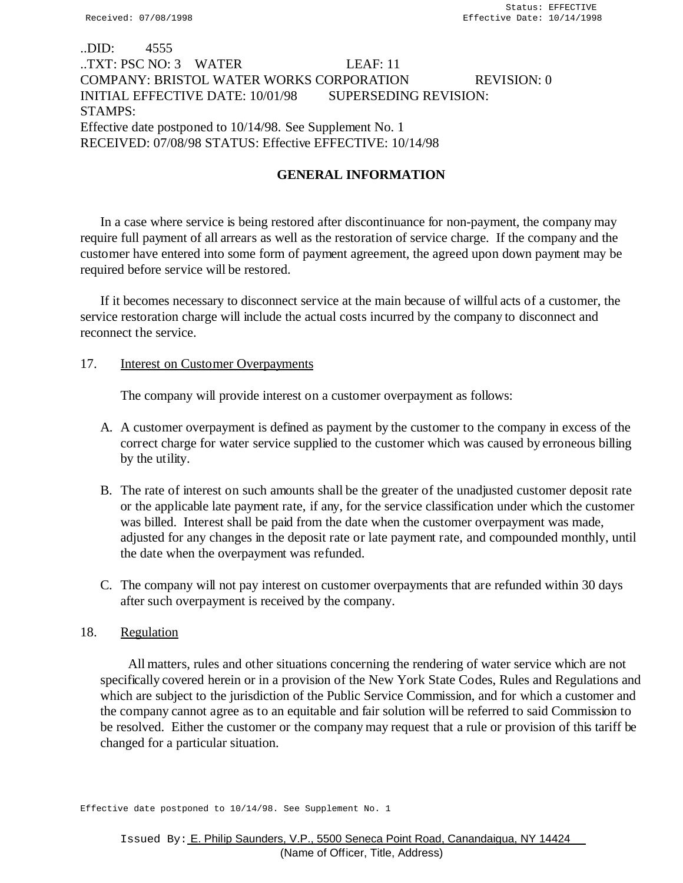..DID: 4555
..TXT: PSC NO: 3 WATER LEAF: 11
COMPANY: BRISTOL WATER WORKS CORPORATION REVISION: 0
INITIAL EFFECTIVE DATE: 10/01/98 SUPERSEDING REVISION:
STAMPS:
Effective date postponed to 10/14/98. See Supplement No. 1
RECEIVED: 07/08/98 STATUS: Effective EFFECTIVE: 10/14/98

## GENERAL INFORMATION

In a case where service is being restored after discontinuance for non-payment, the company may require full payment of all arrears as well as the restoration of service charge. If the company and the customer have entered into some form of payment agreement, the agreed upon down payment may be required before service will be restored.

If it becomes necessary to disconnect service at the main because of willful acts of a customer, the service restoration charge will include the actual costs incurred by the company to disconnect and reconnect the service.

17. Interest on Customer Overpayments

The company will provide interest on a customer overpayment as follows:

A. A customer overpayment is defined as payment by the customer to the company in excess of the correct charge for water service supplied to the customer which was caused by erroneous billing by the utility.

B. The rate of interest on such amounts shall be the greater of the unadjusted customer deposit rate or the applicable late payment rate, if any, for the service classification under which the customer was billed. Interest shall be paid from the date when the customer overpayment was made, adjusted for any changes in the deposit rate or late payment rate, and compounded monthly, until the date when the overpayment was refunded.

C. The company will not pay interest on customer overpayments that are refunded within 30 days after such overpayment is received by the company.

18. Regulation

All matters, rules and other situations concerning the rendering of water service which are not specifically covered herein or in a provision of the New York State Codes, Rules and Regulations and which are subject to the jurisdiction of the Public Service Commission, and for which a customer and the company cannot agree as to an equitable and fair solution will be referred to said Commission to be resolved. Either the customer or the company may request that a rule or provision of this tariff be changed for a particular situation.

Effective date postponed to 10/14/98. See Supplement No. 1

Issued By: E. Philip Saunders, V.P., 5500 Seneca Point Road, Canandaigua, NY 14424
(Name of Officer, Title, Address)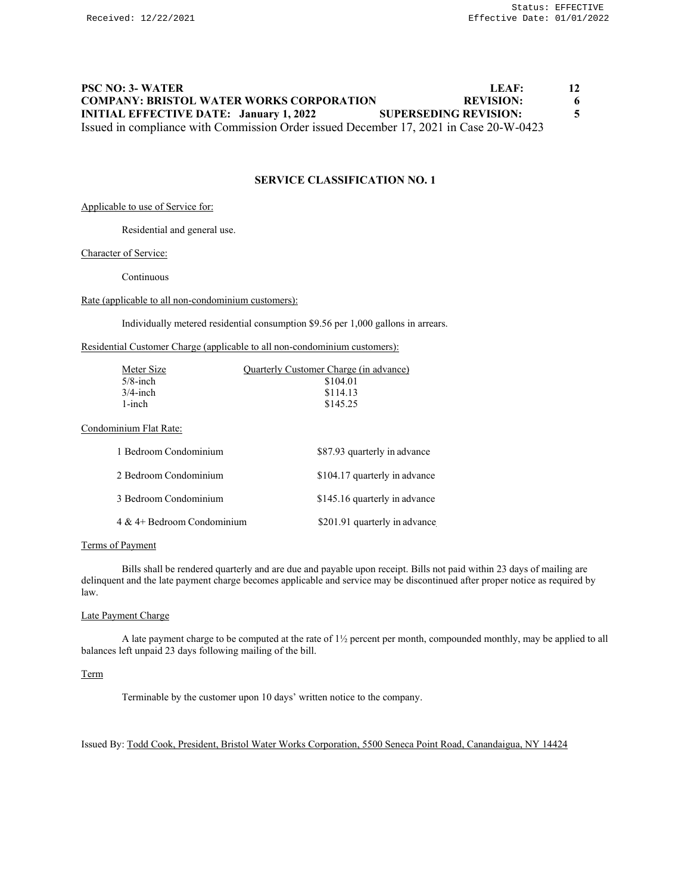**PSC NO: 3- WATER** **LEAF: 12**
**COMPANY: BRISTOL WATER WORKS CORPORATION** **REVISION: 6**
**INITIAL EFFECTIVE DATE: January 1, 2022** **SUPERSEDING REVISION: 5**
Issued in compliance with Commission Order issued December 17, 2021 in Case 20-W-0423

## SERVICE CLASSIFICATION NO. 1

Applicable to use of Service for:

Residential and general use.

Character of Service:

Continuous

Rate (applicable to all non-condominium customers):

Individually metered residential consumption $9.56 per 1,000 gallons in arrears.

Residential Customer Charge (applicable to all non-condominium customers):

| Meter Size | Quarterly Customer Charge (in advance) |
|---|---|
| 5/8-inch | $104.01 |
| 3/4-inch | $114.13 |
| 1-inch | $145.25 |

Condominium Flat Rate:

| | |
|---|---|
| 1 Bedroom Condominium | $87.93 quarterly in advance |
| 2 Bedroom Condominium | $104.17 quarterly in advance |
| 3 Bedroom Condominium | $145.16 quarterly in advance |
| 4 & 4+ Bedroom Condominium | $201.91 quarterly in advance |

Terms of Payment

Bills shall be rendered quarterly and are due and payable upon receipt. Bills not paid within 23 days of mailing are delinquent and the late payment charge becomes applicable and service may be discontinued after proper notice as required by law.

Late Payment Charge

A late payment charge to be computed at the rate of 1½ percent per month, compounded monthly, may be applied to all balances left unpaid 23 days following mailing of the bill.

Term

Terminable by the customer upon 10 days' written notice to the company.

Issued By: Todd Cook, President, Bristol Water Works Corporation, 5500 Seneca Point Road, Canandaigua, NY 14424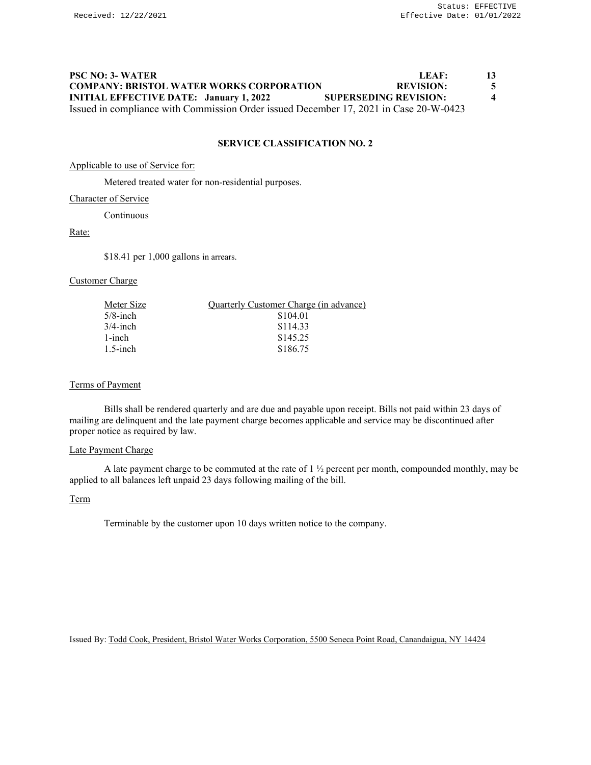Received: 12/22/2021

Status: EFFECTIVE
Effective Date: 01/01/2022

**PSC NO: 3- WATER** **LEAF: 13**
**COMPANY: BRISTOL WATER WORKS CORPORATION** **REVISION: 5**
**INITIAL EFFECTIVE DATE: January 1, 2022** **SUPERSEDING REVISION: 4**
Issued in compliance with Commission Order issued December 17, 2021 in Case 20-W-0423

## SERVICE CLASSIFICATION NO. 2

Applicable to use of Service for:

Metered treated water for non-residential purposes.

Character of Service

Continuous

Rate:

$18.41 per 1,000 gallons in arrears.

Customer Charge

| Meter Size | Quarterly Customer Charge (in advance) |
|---|---|
| 5/8-inch | $104.01 |
| 3/4-inch | $114.33 |
| 1-inch | $145.25 |
| 1.5-inch | $186.75 |

Terms of Payment

Bills shall be rendered quarterly and are due and payable upon receipt. Bills not paid within 23 days of mailing are delinquent and the late payment charge becomes applicable and service may be discontinued after proper notice as required by law.

Late Payment Charge

A late payment charge to be commuted at the rate of 1 ½ percent per month, compounded monthly, may be applied to all balances left unpaid 23 days following mailing of the bill.

Term

Terminable by the customer upon 10 days written notice to the company.

Issued By: Todd Cook, President, Bristol Water Works Corporation, 5500 Seneca Point Road, Canandaigua, NY 14424